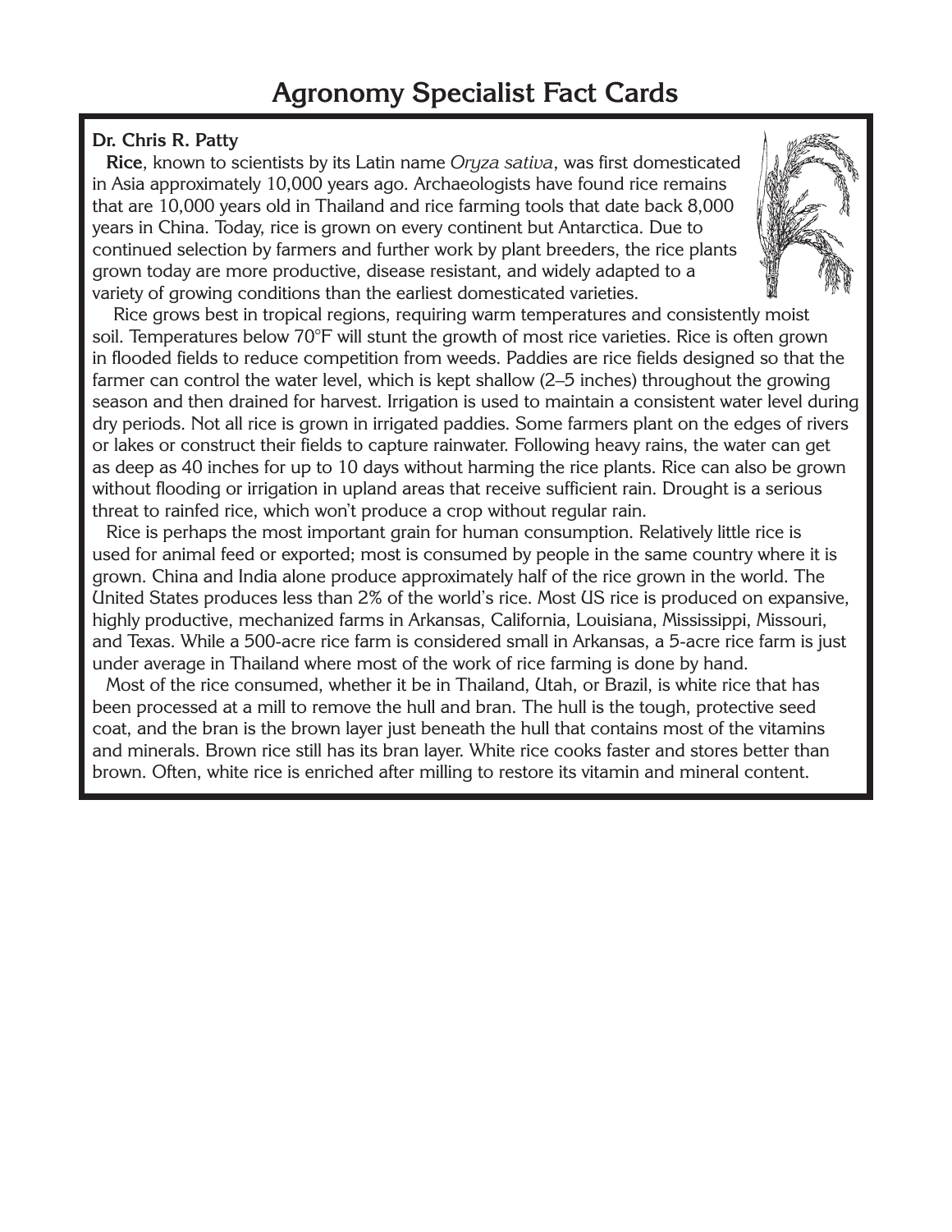# Agronomy Specialist Fact Cards

**Dr. Chris R. Patty**

**Rice**, known to scientists by its Latin name *Oryza sativa*, was first domesticated in Asia approximately 10,000 years ago. Archaeologists have found rice remains that are 10,000 years old in Thailand and rice farming tools that date back 8,000 years in China. Today, rice is grown on every continent but Antarctica. Due to continued selection by farmers and further work by plant breeders, the rice plants grown today are more productive, disease resistant, and widely adapted to a variety of growing conditions than the earliest domesticated varieties.

Rice grows best in tropical regions, requiring warm temperatures and consistently moist soil. Temperatures below 70°F will stunt the growth of most rice varieties. Rice is often grown in flooded fields to reduce competition from weeds. Paddies are rice fields designed so that the farmer can control the water level, which is kept shallow (2–5 inches) throughout the growing season and then drained for harvest. Irrigation is used to maintain a consistent water level during dry periods. Not all rice is grown in irrigated paddies. Some farmers plant on the edges of rivers or lakes or construct their fields to capture rainwater. Following heavy rains, the water can get as deep as 40 inches for up to 10 days without harming the rice plants. Rice can also be grown without flooding or irrigation in upland areas that receive sufficient rain. Drought is a serious threat to rainfed rice, which won't produce a crop without regular rain.

Rice is perhaps the most important grain for human consumption. Relatively little rice is used for animal feed or exported; most is consumed by people in the same country where it is grown. China and India alone produce approximately half of the rice grown in the world. The United States produces less than 2% of the world's rice. Most US rice is produced on expansive, highly productive, mechanized farms in Arkansas, California, Louisiana, Mississippi, Missouri, and Texas. While a 500-acre rice farm is considered small in Arkansas, a 5-acre rice farm is just under average in Thailand where most of the work of rice farming is done by hand.

Most of the rice consumed, whether it be in Thailand, Utah, or Brazil, is white rice that has been processed at a mill to remove the hull and bran. The hull is the tough, protective seed coat, and the bran is the brown layer just beneath the hull that contains most of the vitamins and minerals. Brown rice still has its bran layer. White rice cooks faster and stores better than brown. Often, white rice is enriched after milling to restore its vitamin and mineral content.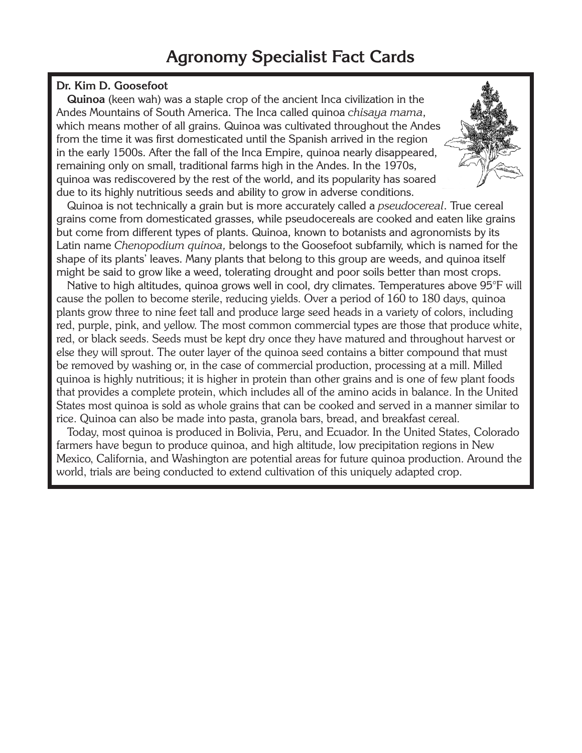# Agronomy Specialist Fact Cards

**Dr. Kim D. Goosefoot**

**Quinoa** (keen wah) was a staple crop of the ancient Inca civilization in the Andes Mountains of South America. The Inca called quinoa *chisaya mama*, which means mother of all grains. Quinoa was cultivated throughout the Andes from the time it was first domesticated until the Spanish arrived in the region in the early 1500s. After the fall of the Inca Empire, quinoa nearly disappeared, remaining only on small, traditional farms high in the Andes. In the 1970s, quinoa was rediscovered by the rest of the world, and its popularity has soared due to its highly nutritious seeds and ability to grow in adverse conditions.

Quinoa is not technically a grain but is more accurately called a *pseudocereal*. True cereal grains come from domesticated grasses, while pseudocereals are cooked and eaten like grains but come from different types of plants. Quinoa, known to botanists and agronomists by its Latin name *Chenopodium quinoa,* belongs to the Goosefoot subfamily, which is named for the shape of its plants' leaves. Many plants that belong to this group are weeds, and quinoa itself might be said to grow like a weed, tolerating drought and poor soils better than most crops.

Native to high altitudes, quinoa grows well in cool, dry climates. Temperatures above 95°F will cause the pollen to become sterile, reducing yields. Over a period of 160 to 180 days, quinoa plants grow three to nine feet tall and produce large seed heads in a variety of colors, including red, purple, pink, and yellow. The most common commercial types are those that produce white, red, or black seeds. Seeds must be kept dry once they have matured and throughout harvest or else they will sprout. The outer layer of the quinoa seed contains a bitter compound that must be removed by washing or, in the case of commercial production, processing at a mill. Milled quinoa is highly nutritious; it is higher in protein than other grains and is one of few plant foods that provides a complete protein, which includes all of the amino acids in balance. In the United States most quinoa is sold as whole grains that can be cooked and served in a manner similar to rice. Quinoa can also be made into pasta, granola bars, bread, and breakfast cereal.

Today, most quinoa is produced in Bolivia, Peru, and Ecuador. In the United States, Colorado farmers have begun to produce quinoa, and high altitude, low precipitation regions in New Mexico, California, and Washington are potential areas for future quinoa production. Around the world, trials are being conducted to extend cultivation of this uniquely adapted crop.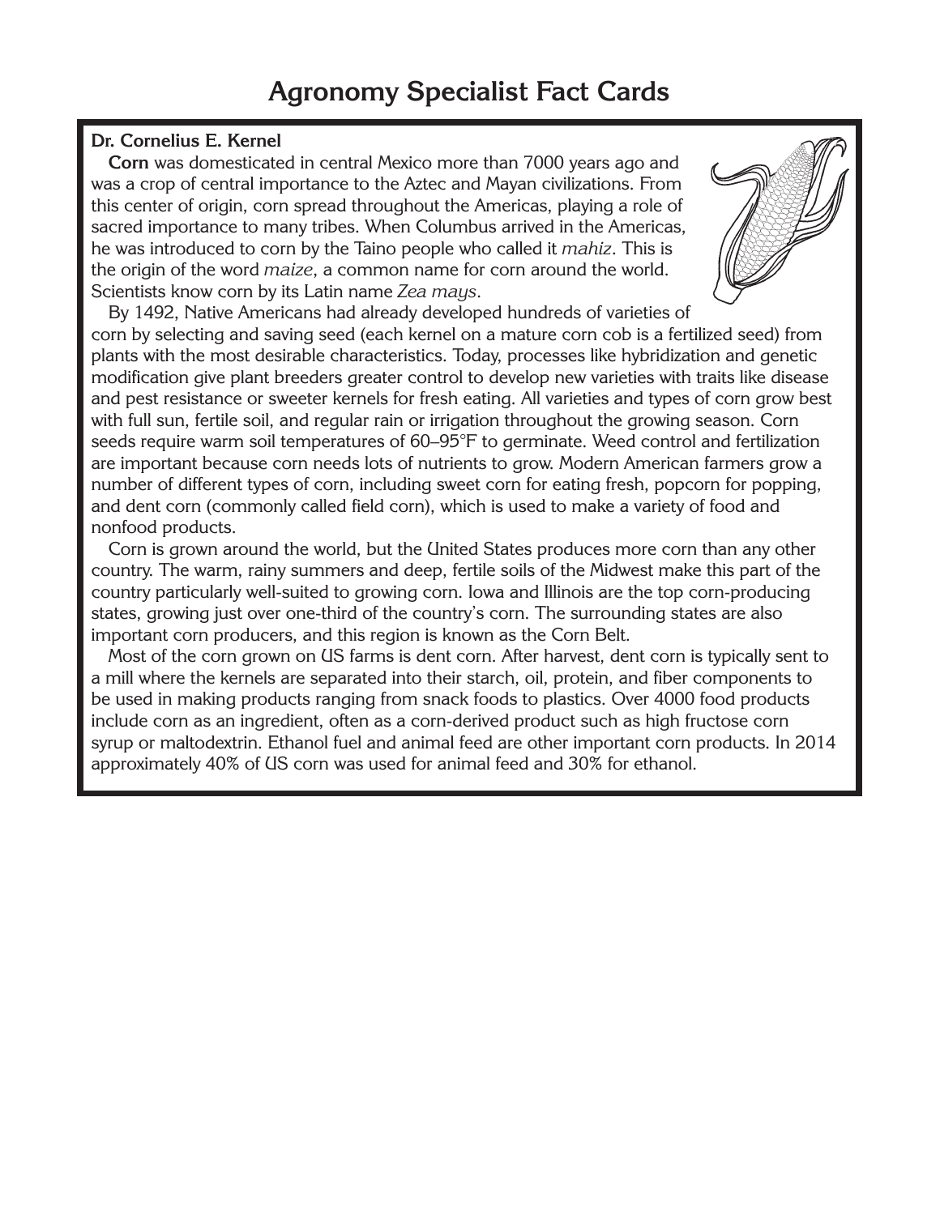# Agronomy Specialist Fact Cards

**Dr. Cornelius E. Kernel**

**Corn** was domesticated in central Mexico more than 7000 years ago and was a crop of central importance to the Aztec and Mayan civilizations. From this center of origin, corn spread throughout the Americas, playing a role of sacred importance to many tribes. When Columbus arrived in the Americas, he was introduced to corn by the Taino people who called it *mahiz*. This is the origin of the word *maize*, a common name for corn around the world. Scientists know corn by its Latin name *Zea mays*.

By 1492, Native Americans had already developed hundreds of varieties of corn by selecting and saving seed (each kernel on a mature corn cob is a fertilized seed) from plants with the most desirable characteristics. Today, processes like hybridization and genetic modification give plant breeders greater control to develop new varieties with traits like disease and pest resistance or sweeter kernels for fresh eating. All varieties and types of corn grow best with full sun, fertile soil, and regular rain or irrigation throughout the growing season. Corn seeds require warm soil temperatures of 60–95°F to germinate. Weed control and fertilization are important because corn needs lots of nutrients to grow. Modern American farmers grow a number of different types of corn, including sweet corn for eating fresh, popcorn for popping, and dent corn (commonly called field corn), which is used to make a variety of food and nonfood products.

Corn is grown around the world, but the United States produces more corn than any other country. The warm, rainy summers and deep, fertile soils of the Midwest make this part of the country particularly well-suited to growing corn. Iowa and Illinois are the top corn-producing states, growing just over one-third of the country's corn. The surrounding states are also important corn producers, and this region is known as the Corn Belt.

Most of the corn grown on US farms is dent corn. After harvest, dent corn is typically sent to a mill where the kernels are separated into their starch, oil, protein, and fiber components to be used in making products ranging from snack foods to plastics. Over 4000 food products include corn as an ingredient, often as a corn-derived product such as high fructose corn syrup or maltodextrin. Ethanol fuel and animal feed are other important corn products. In 2014 approximately 40% of US corn was used for animal feed and 30% for ethanol.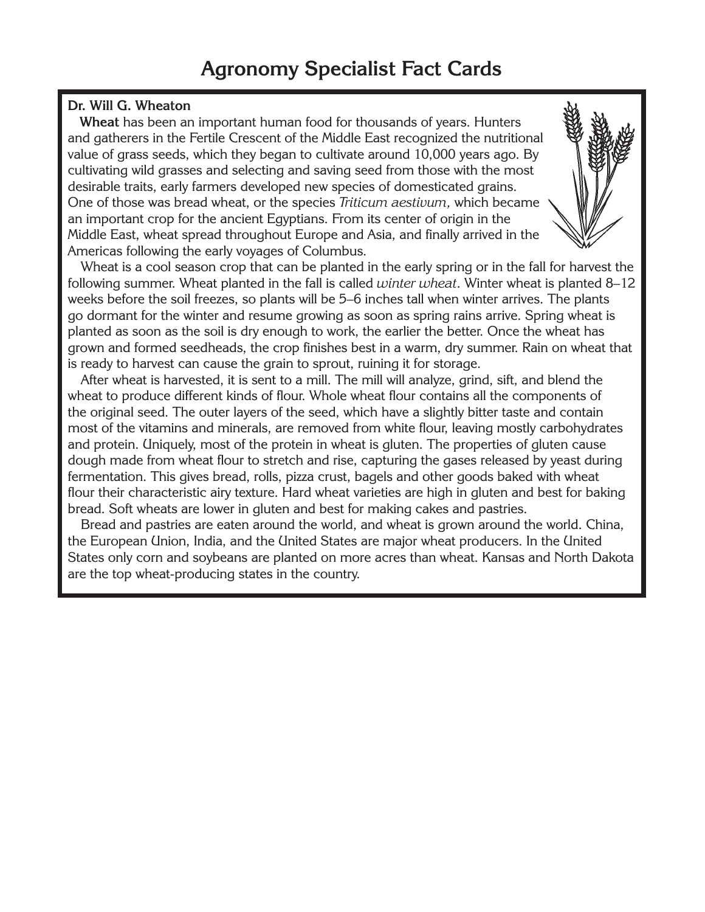# Agronomy Specialist Fact Cards

**Dr. Will G. Wheaton**

**Wheat** has been an important human food for thousands of years. Hunters and gatherers in the Fertile Crescent of the Middle East recognized the nutritional value of grass seeds, which they began to cultivate around 10,000 years ago. By cultivating wild grasses and selecting and saving seed from those with the most desirable traits, early farmers developed new species of domesticated grains. One of those was bread wheat, or the species *Triticum aestivum,* which became an important crop for the ancient Egyptians. From its center of origin in the Middle East, wheat spread throughout Europe and Asia, and finally arrived in the Americas following the early voyages of Columbus.

Wheat is a cool season crop that can be planted in the early spring or in the fall for harvest the following summer. Wheat planted in the fall is called *winter wheat*. Winter wheat is planted 8–12 weeks before the soil freezes, so plants will be 5–6 inches tall when winter arrives. The plants go dormant for the winter and resume growing as soon as spring rains arrive. Spring wheat is planted as soon as the soil is dry enough to work, the earlier the better. Once the wheat has grown and formed seedheads, the crop finishes best in a warm, dry summer. Rain on wheat that is ready to harvest can cause the grain to sprout, ruining it for storage.

After wheat is harvested, it is sent to a mill. The mill will analyze, grind, sift, and blend the wheat to produce different kinds of flour. Whole wheat flour contains all the components of the original seed. The outer layers of the seed, which have a slightly bitter taste and contain most of the vitamins and minerals, are removed from white flour, leaving mostly carbohydrates and protein. Uniquely, most of the protein in wheat is gluten. The properties of gluten cause dough made from wheat flour to stretch and rise, capturing the gases released by yeast during fermentation. This gives bread, rolls, pizza crust, bagels and other goods baked with wheat flour their characteristic airy texture. Hard wheat varieties are high in gluten and best for baking bread. Soft wheats are lower in gluten and best for making cakes and pastries.

Bread and pastries are eaten around the world, and wheat is grown around the world. China, the European Union, India, and the United States are major wheat producers. In the United States only corn and soybeans are planted on more acres than wheat. Kansas and North Dakota are the top wheat-producing states in the country.